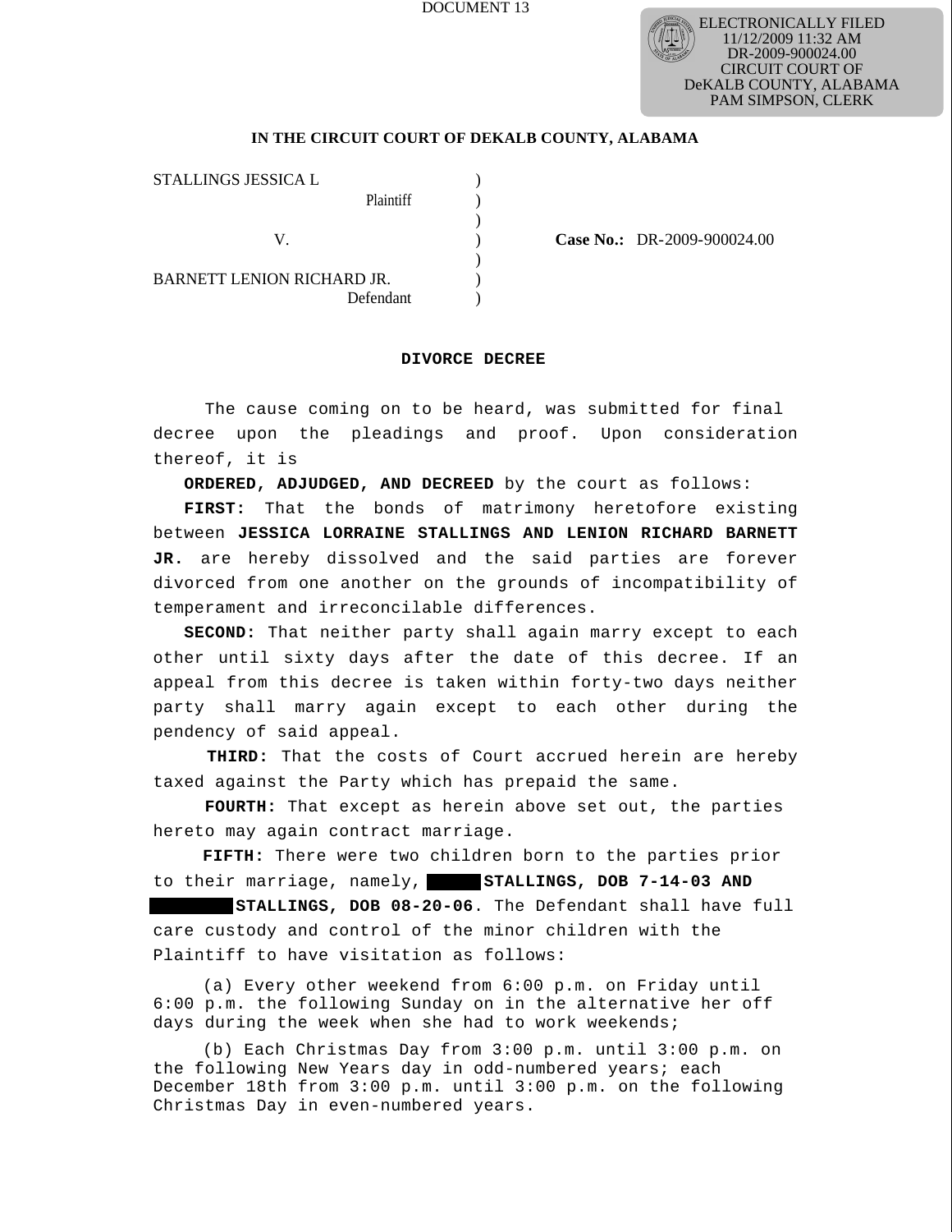DOCUMENT 13

ELECTRONICALLY FILED
11/12/2009 11:32 AM
DR-2009-900024.00
CIRCUIT COURT OF
DeKALB COUNTY, ALABAMA
PAM SIMPSON, CLERK

**IN THE CIRCUIT COURT OF DEKALB COUNTY, ALABAMA**

STALLINGS JESSICA L )
Plaintiff )
)
V. ) **Case No.:** DR-2009-900024.00
)
BARNETT LENION RICHARD JR. )
Defendant )

**DIVORCE DECREE**

The cause coming on to be heard, was submitted for final decree upon the pleadings and proof. Upon consideration thereof, it is

**ORDERED, ADJUDGED, AND DECREED** by the court as follows:

**FIRST:** That the bonds of matrimony heretofore existing between **JESSICA LORRAINE STALLINGS AND LENION RICHARD BARNETT JR.** are hereby dissolved and the said parties are forever divorced from one another on the grounds of incompatibility of temperament and irreconcilable differences.

**SECOND:** That neither party shall again marry except to each other until sixty days after the date of this decree. If an appeal from this decree is taken within forty-two days neither party shall marry again except to each other during the pendency of said appeal.

**THIRD:** That the costs of Court accrued herein are hereby taxed against the Party which has prepaid the same.

**FOURTH:** That except as herein above set out, the parties hereto may again contract marriage.

**FIFTH:** There were two children born to the parties prior to their marriage, namely, ██████ **STALLINGS, DOB 7-14-03 AND** ████████ **STALLINGS, DOB 08-20-06**. The Defendant shall have full care custody and control of the minor children with the Plaintiff to have visitation as follows:

(a) Every other weekend from 6:00 p.m. on Friday until 6:00 p.m. the following Sunday on in the alternative her off days during the week when she had to work weekends;

(b) Each Christmas Day from 3:00 p.m. until 3:00 p.m. on the following New Years day in odd-numbered years; each December 18th from 3:00 p.m. until 3:00 p.m. on the following Christmas Day in even-numbered years.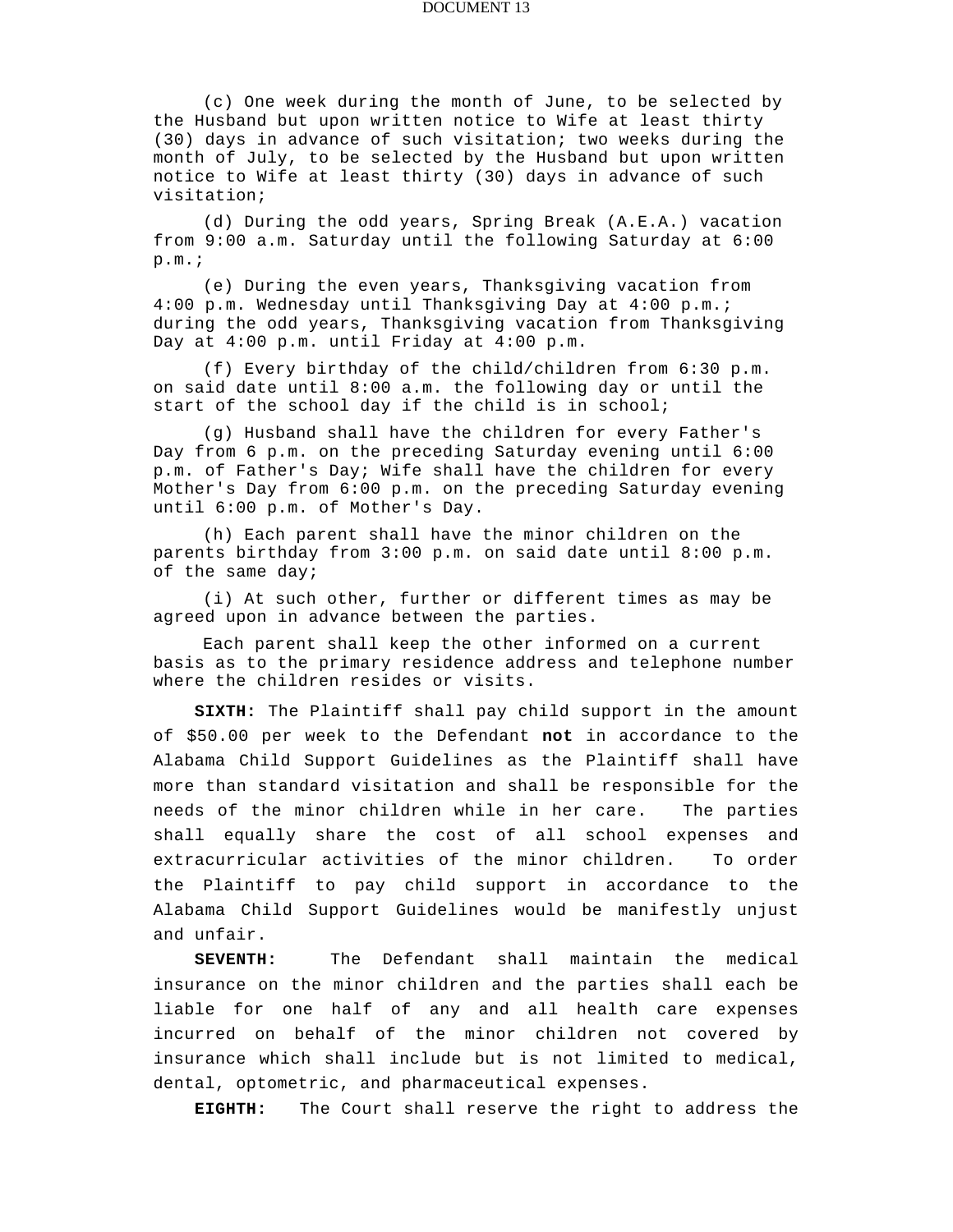(c) One week during the month of June, to be selected by the Husband but upon written notice to Wife at least thirty (30) days in advance of such visitation; two weeks during the month of July, to be selected by the Husband but upon written notice to Wife at least thirty (30) days in advance of such visitation;

(d) During the odd years, Spring Break (A.E.A.) vacation from 9:00 a.m. Saturday until the following Saturday at 6:00 p.m.;

(e) During the even years, Thanksgiving vacation from 4:00 p.m. Wednesday until Thanksgiving Day at 4:00 p.m.; during the odd years, Thanksgiving vacation from Thanksgiving Day at 4:00 p.m. until Friday at 4:00 p.m.

(f) Every birthday of the child/children from 6:30 p.m. on said date until 8:00 a.m. the following day or until the start of the school day if the child is in school;

(g) Husband shall have the children for every Father's Day from 6 p.m. on the preceding Saturday evening until 6:00 p.m. of Father's Day; Wife shall have the children for every Mother's Day from 6:00 p.m. on the preceding Saturday evening until 6:00 p.m. of Mother's Day.

(h) Each parent shall have the minor children on the parents birthday from 3:00 p.m. on said date until 8:00 p.m. of the same day;

(i) At such other, further or different times as may be agreed upon in advance between the parties.

Each parent shall keep the other informed on a current basis as to the primary residence address and telephone number where the children resides or visits.

**SIXTH:** The Plaintiff shall pay child support in the amount of $50.00 per week to the Defendant **not** in accordance to the Alabama Child Support Guidelines as the Plaintiff shall have more than standard visitation and shall be responsible for the needs of the minor children while in her care. The parties shall equally share the cost of all school expenses and extracurricular activities of the minor children. To order the Plaintiff to pay child support in accordance to the Alabama Child Support Guidelines would be manifestly unjust and unfair.

**SEVENTH:** The Defendant shall maintain the medical insurance on the minor children and the parties shall each be liable for one half of any and all health care expenses incurred on behalf of the minor children not covered by insurance which shall include but is not limited to medical, dental, optometric, and pharmaceutical expenses.

**EIGHTH:** The Court shall reserve the right to address the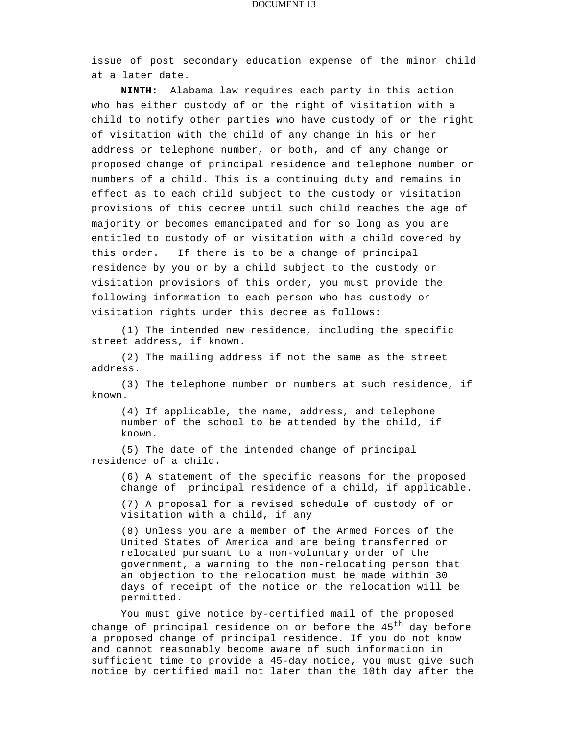issue of post secondary education expense of the minor child at a later date.

**NINTH:** Alabama law requires each party in this action who has either custody of or the right of visitation with a child to notify other parties who have custody of or the right of visitation with the child of any change in his or her address or telephone number, or both, and of any change or proposed change of principal residence and telephone number or numbers of a child. This is a continuing duty and remains in effect as to each child subject to the custody or visitation provisions of this decree until such child reaches the age of majority or becomes emancipated and for so long as you are entitled to custody of or visitation with a child covered by this order. If there is to be a change of principal residence by you or by a child subject to the custody or visitation provisions of this order, you must provide the following information to each person who has custody or visitation rights under this decree as follows:

(1) The intended new residence, including the specific street address, if known.

(2) The mailing address if not the same as the street address.

(3) The telephone number or numbers at such residence, if known.

(4) If applicable, the name, address, and telephone number of the school to be attended by the child, if known.

(5) The date of the intended change of principal residence of a child.

(6) A statement of the specific reasons for the proposed change of principal residence of a child, if applicable.

(7) A proposal for a revised schedule of custody of or visitation with a child, if any

(8) Unless you are a member of the Armed Forces of the United States of America and are being transferred or relocated pursuant to a non-voluntary order of the government, a warning to the non-relocating person that an objection to the relocation must be made within 30 days of receipt of the notice or the relocation will be permitted.

You must give notice by-certified mail of the proposed change of principal residence on or before the 45th day before a proposed change of principal residence. If you do not know and cannot reasonably become aware of such information in sufficient time to provide a 45-day notice, you must give such notice by certified mail not later than the 10th day after the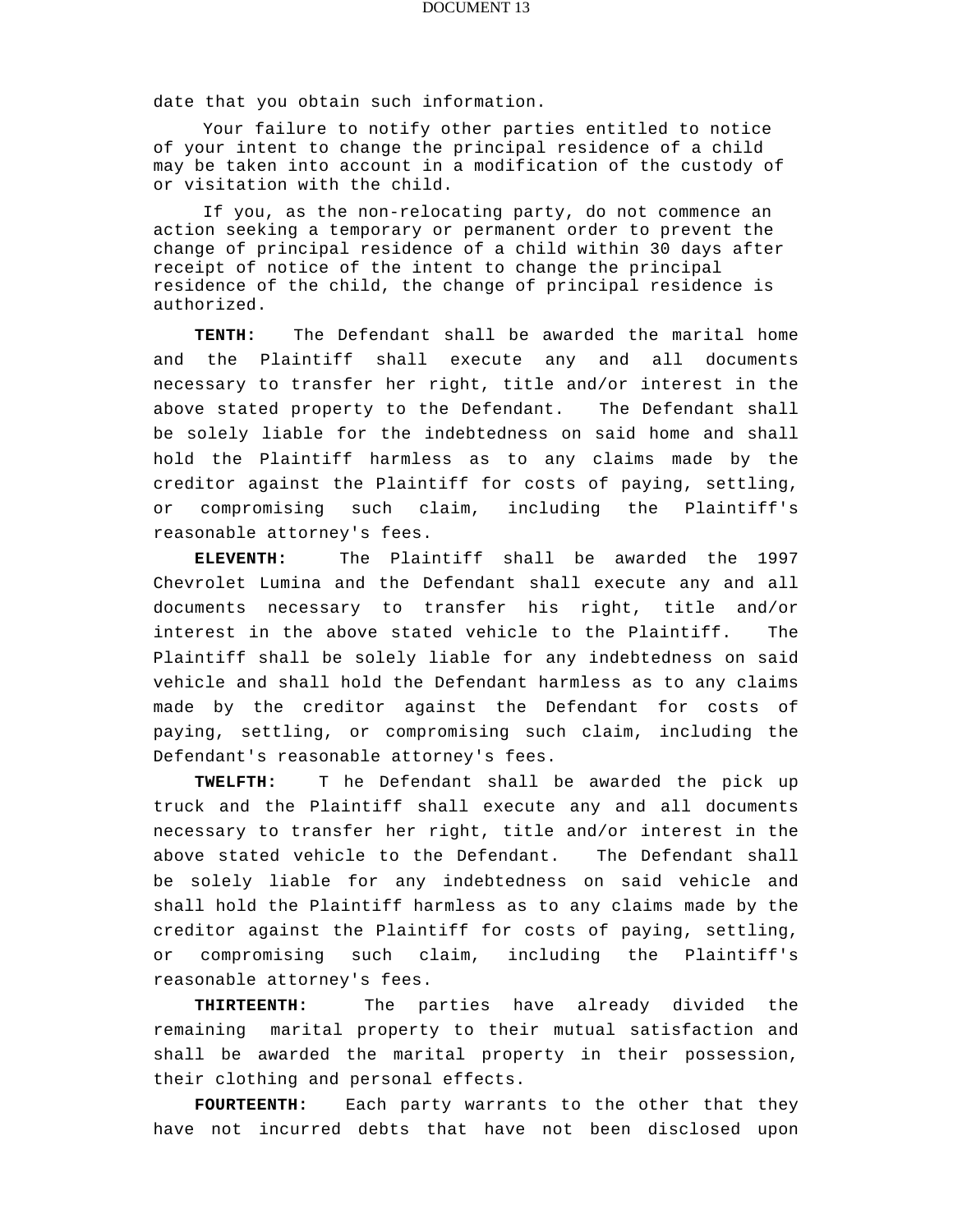date that you obtain such information.

Your failure to notify other parties entitled to notice of your intent to change the principal residence of a child may be taken into account in a modification of the custody of or visitation with the child.

If you, as the non-relocating party, do not commence an action seeking a temporary or permanent order to prevent the change of principal residence of a child within 30 days after receipt of notice of the intent to change the principal residence of the child, the change of principal residence is authorized.

**TENTH:** The Defendant shall be awarded the marital home and the Plaintiff shall execute any and all documents necessary to transfer her right, title and/or interest in the above stated property to the Defendant. The Defendant shall be solely liable for the indebtedness on said home and shall hold the Plaintiff harmless as to any claims made by the creditor against the Plaintiff for costs of paying, settling, or compromising such claim, including the Plaintiff's reasonable attorney's fees.

**ELEVENTH:** The Plaintiff shall be awarded the 1997 Chevrolet Lumina and the Defendant shall execute any and all documents necessary to transfer his right, title and/or interest in the above stated vehicle to the Plaintiff. The Plaintiff shall be solely liable for any indebtedness on said vehicle and shall hold the Defendant harmless as to any claims made by the creditor against the Defendant for costs of paying, settling, or compromising such claim, including the Defendant's reasonable attorney's fees.

**TWELFTH:** T he Defendant shall be awarded the pick up truck and the Plaintiff shall execute any and all documents necessary to transfer her right, title and/or interest in the above stated vehicle to the Defendant. The Defendant shall be solely liable for any indebtedness on said vehicle and shall hold the Plaintiff harmless as to any claims made by the creditor against the Plaintiff for costs of paying, settling, or compromising such claim, including the Plaintiff's reasonable attorney's fees.

**THIRTEENTH:** The parties have already divided the remaining marital property to their mutual satisfaction and shall be awarded the marital property in their possession, their clothing and personal effects.

**FOURTEENTH:** Each party warrants to the other that they have not incurred debts that have not been disclosed upon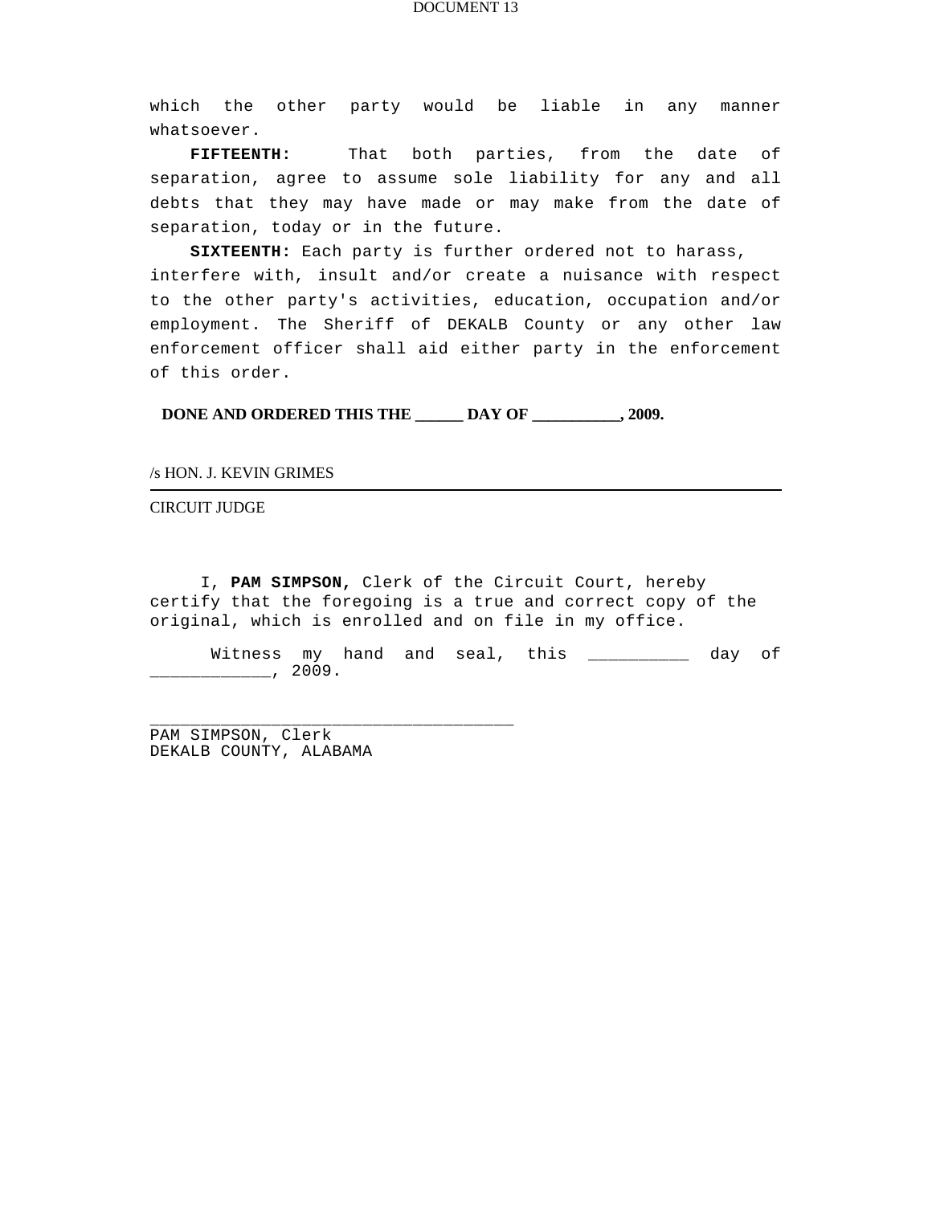which the other party would be liable in any manner whatsoever.

**FIFTEENTH:** That both parties, from the date of separation, agree to assume sole liability for any and all debts that they may have made or may make from the date of separation, today or in the future.

**SIXTEENTH:** Each party is further ordered not to harass, interfere with, insult and/or create a nuisance with respect to the other party's activities, education, occupation and/or employment. The Sheriff of DEKALB County or any other law enforcement officer shall aid either party in the enforcement of this order.

**DONE AND ORDERED THIS THE ______ DAY OF ___________, 2009.**

/s HON. J. KEVIN GRIMES

CIRCUIT JUDGE

I, **PAM SIMPSON,** Clerk of the Circuit Court, hereby certify that the foregoing is a true and correct copy of the original, which is enrolled and on file in my office.

Witness my hand and seal, this __________ day of ____________, 2009.

______________________________________

PAM SIMPSON, Clerk
DEKALB COUNTY, ALABAMA